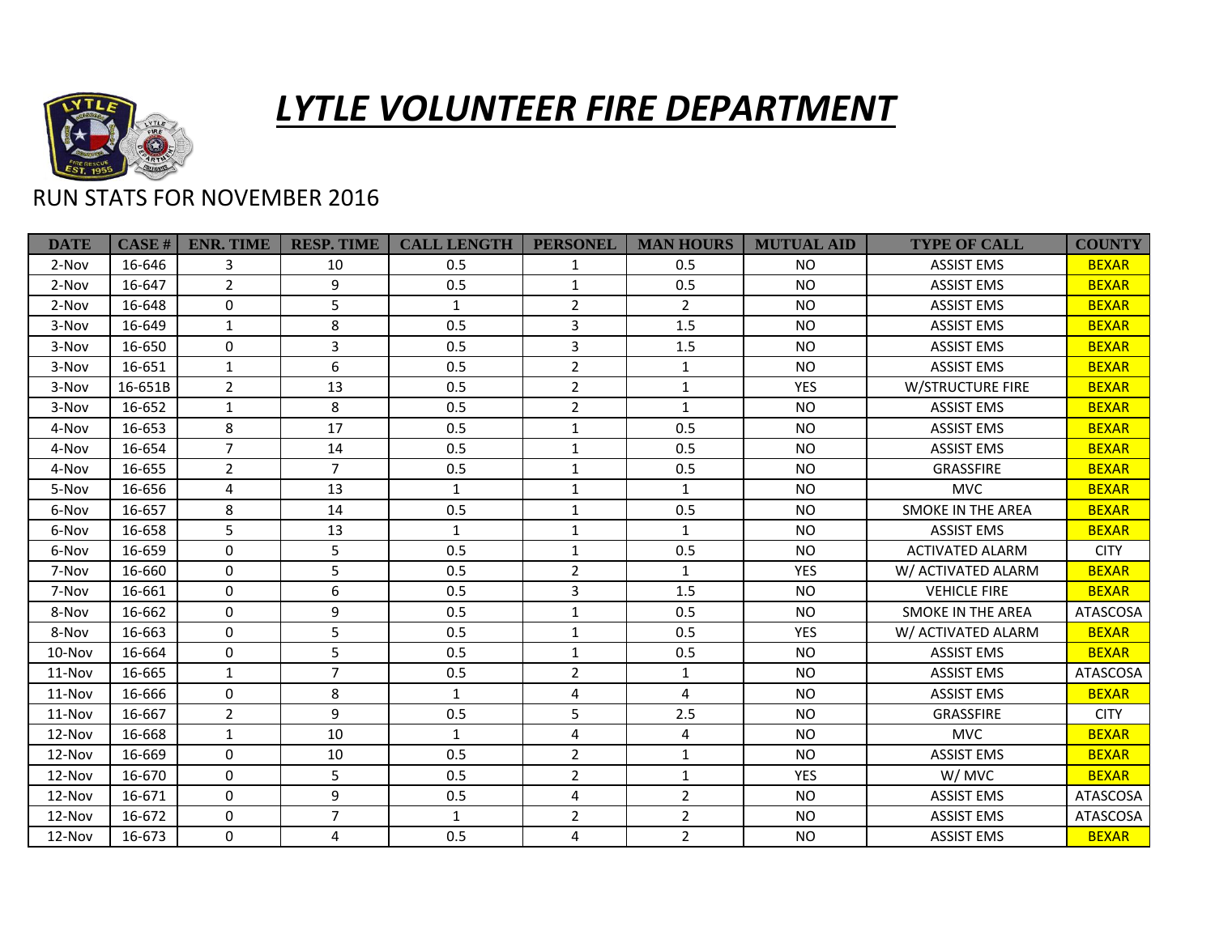# LYTLE VOLUNTEER FIRE DEPARTMENT

RUN STATS FOR NOVEMBER 2016

| DATE | CASE # | ENR. TIME | RESP. TIME | CALL LENGTH | PERSONEL | MAN HOURS | MUTUAL AID | TYPE OF CALL | COUNTY |
|---|---|---|---|---|---|---|---|---|---|
| 2-Nov | 16-646 | 3 | 10 | 0.5 | 1 | 0.5 | NO | ASSIST EMS | BEXAR |
| 2-Nov | 16-647 | 2 | 9 | 0.5 | 1 | 0.5 | NO | ASSIST EMS | BEXAR |
| 2-Nov | 16-648 | 0 | 5 | 1 | 2 | 2 | NO | ASSIST EMS | BEXAR |
| 3-Nov | 16-649 | 1 | 8 | 0.5 | 3 | 1.5 | NO | ASSIST EMS | BEXAR |
| 3-Nov | 16-650 | 0 | 3 | 0.5 | 3 | 1.5 | NO | ASSIST EMS | BEXAR |
| 3-Nov | 16-651 | 1 | 6 | 0.5 | 2 | 1 | NO | ASSIST EMS | BEXAR |
| 3-Nov | 16-651B | 2 | 13 | 0.5 | 2 | 1 | YES | W/STRUCTURE FIRE | BEXAR |
| 3-Nov | 16-652 | 1 | 8 | 0.5 | 2 | 1 | NO | ASSIST EMS | BEXAR |
| 4-Nov | 16-653 | 8 | 17 | 0.5 | 1 | 0.5 | NO | ASSIST EMS | BEXAR |
| 4-Nov | 16-654 | 7 | 14 | 0.5 | 1 | 0.5 | NO | ASSIST EMS | BEXAR |
| 4-Nov | 16-655 | 2 | 7 | 0.5 | 1 | 0.5 | NO | GRASSFIRE | BEXAR |
| 5-Nov | 16-656 | 4 | 13 | 1 | 1 | 1 | NO | MVC | BEXAR |
| 6-Nov | 16-657 | 8 | 14 | 0.5 | 1 | 0.5 | NO | SMOKE IN THE AREA | BEXAR |
| 6-Nov | 16-658 | 5 | 13 | 1 | 1 | 1 | NO | ASSIST EMS | BEXAR |
| 6-Nov | 16-659 | 0 | 5 | 0.5 | 1 | 0.5 | NO | ACTIVATED ALARM | CITY |
| 7-Nov | 16-660 | 0 | 5 | 0.5 | 2 | 1 | YES | W/ ACTIVATED ALARM | BEXAR |
| 7-Nov | 16-661 | 0 | 6 | 0.5 | 3 | 1.5 | NO | VEHICLE FIRE | BEXAR |
| 8-Nov | 16-662 | 0 | 9 | 0.5 | 1 | 0.5 | NO | SMOKE IN THE AREA | ATASCOSA |
| 8-Nov | 16-663 | 0 | 5 | 0.5 | 1 | 0.5 | YES | W/ ACTIVATED ALARM | BEXAR |
| 10-Nov | 16-664 | 0 | 5 | 0.5 | 1 | 0.5 | NO | ASSIST EMS | BEXAR |
| 11-Nov | 16-665 | 1 | 7 | 0.5 | 2 | 1 | NO | ASSIST EMS | ATASCOSA |
| 11-Nov | 16-666 | 0 | 8 | 1 | 4 | 4 | NO | ASSIST EMS | BEXAR |
| 11-Nov | 16-667 | 2 | 9 | 0.5 | 5 | 2.5 | NO | GRASSFIRE | CITY |
| 12-Nov | 16-668 | 1 | 10 | 1 | 4 | 4 | NO | MVC | BEXAR |
| 12-Nov | 16-669 | 0 | 10 | 0.5 | 2 | 1 | NO | ASSIST EMS | BEXAR |
| 12-Nov | 16-670 | 0 | 5 | 0.5 | 2 | 1 | YES | W/ MVC | BEXAR |
| 12-Nov | 16-671 | 0 | 9 | 0.5 | 4 | 2 | NO | ASSIST EMS | ATASCOSA |
| 12-Nov | 16-672 | 0 | 7 | 1 | 2 | 2 | NO | ASSIST EMS | ATASCOSA |
| 12-Nov | 16-673 | 0 | 4 | 0.5 | 4 | 2 | NO | ASSIST EMS | BEXAR |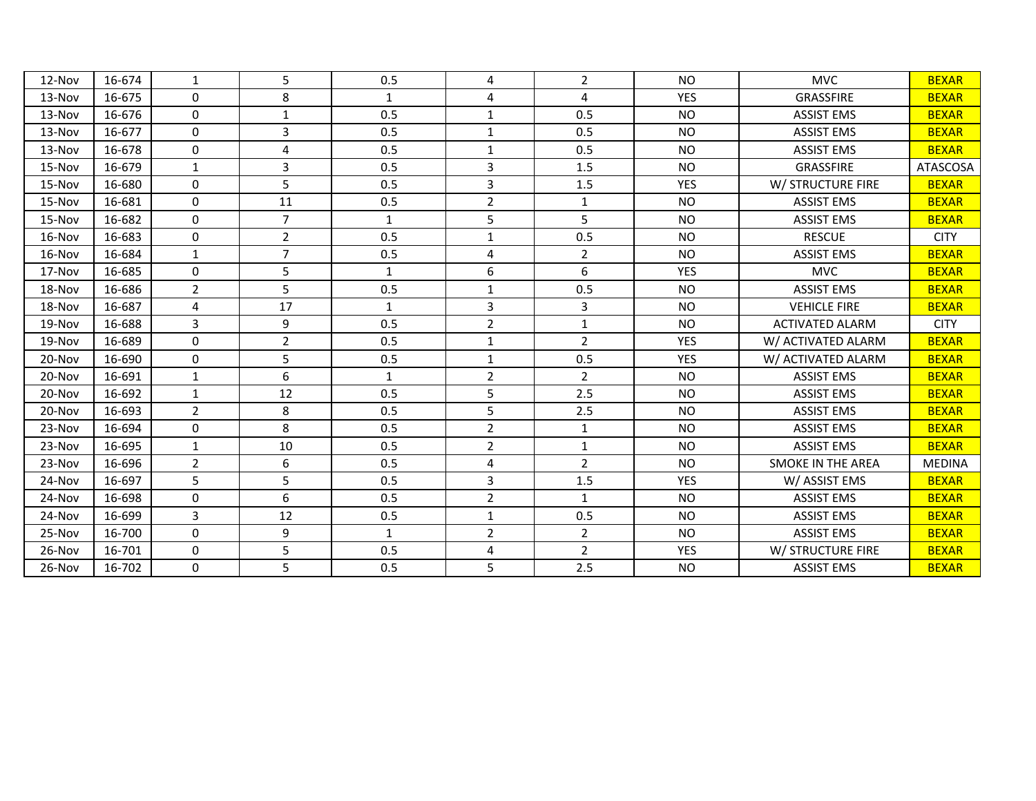| | | | | | | | | | |
|---|---|---|---|---|---|---|---|---|---|
| 12-Nov | 16-674 | 1 | 5 | 0.5 | 4 | 2 | NO | MVC | BEXAR |
| 13-Nov | 16-675 | 0 | 8 | 1 | 4 | 4 | YES | GRASSFIRE | BEXAR |
| 13-Nov | 16-676 | 0 | 1 | 0.5 | 1 | 0.5 | NO | ASSIST EMS | BEXAR |
| 13-Nov | 16-677 | 0 | 3 | 0.5 | 1 | 0.5 | NO | ASSIST EMS | BEXAR |
| 13-Nov | 16-678 | 0 | 4 | 0.5 | 1 | 0.5 | NO | ASSIST EMS | BEXAR |
| 15-Nov | 16-679 | 1 | 3 | 0.5 | 3 | 1.5 | NO | GRASSFIRE | ATASCOSA |
| 15-Nov | 16-680 | 0 | 5 | 0.5 | 3 | 1.5 | YES | W/ STRUCTURE FIRE | BEXAR |
| 15-Nov | 16-681 | 0 | 11 | 0.5 | 2 | 1 | NO | ASSIST EMS | BEXAR |
| 15-Nov | 16-682 | 0 | 7 | 1 | 5 | 5 | NO | ASSIST EMS | BEXAR |
| 16-Nov | 16-683 | 0 | 2 | 0.5 | 1 | 0.5 | NO | RESCUE | CITY |
| 16-Nov | 16-684 | 1 | 7 | 0.5 | 4 | 2 | NO | ASSIST EMS | BEXAR |
| 17-Nov | 16-685 | 0 | 5 | 1 | 6 | 6 | YES | MVC | BEXAR |
| 18-Nov | 16-686 | 2 | 5 | 0.5 | 1 | 0.5 | NO | ASSIST EMS | BEXAR |
| 18-Nov | 16-687 | 4 | 17 | 1 | 3 | 3 | NO | VEHICLE FIRE | BEXAR |
| 19-Nov | 16-688 | 3 | 9 | 0.5 | 2 | 1 | NO | ACTIVATED ALARM | CITY |
| 19-Nov | 16-689 | 0 | 2 | 0.5 | 1 | 2 | YES | W/ ACTIVATED ALARM | BEXAR |
| 20-Nov | 16-690 | 0 | 5 | 0.5 | 1 | 0.5 | YES | W/ ACTIVATED ALARM | BEXAR |
| 20-Nov | 16-691 | 1 | 6 | 1 | 2 | 2 | NO | ASSIST EMS | BEXAR |
| 20-Nov | 16-692 | 1 | 12 | 0.5 | 5 | 2.5 | NO | ASSIST EMS | BEXAR |
| 20-Nov | 16-693 | 2 | 8 | 0.5 | 5 | 2.5 | NO | ASSIST EMS | BEXAR |
| 23-Nov | 16-694 | 0 | 8 | 0.5 | 2 | 1 | NO | ASSIST EMS | BEXAR |
| 23-Nov | 16-695 | 1 | 10 | 0.5 | 2 | 1 | NO | ASSIST EMS | BEXAR |
| 23-Nov | 16-696 | 2 | 6 | 0.5 | 4 | 2 | NO | SMOKE IN THE AREA | MEDINA |
| 24-Nov | 16-697 | 5 | 5 | 0.5 | 3 | 1.5 | YES | W/ ASSIST EMS | BEXAR |
| 24-Nov | 16-698 | 0 | 6 | 0.5 | 2 | 1 | NO | ASSIST EMS | BEXAR |
| 24-Nov | 16-699 | 3 | 12 | 0.5 | 1 | 0.5 | NO | ASSIST EMS | BEXAR |
| 25-Nov | 16-700 | 0 | 9 | 1 | 2 | 2 | NO | ASSIST EMS | BEXAR |
| 26-Nov | 16-701 | 0 | 5 | 0.5 | 4 | 2 | YES | W/ STRUCTURE FIRE | BEXAR |
| 26-Nov | 16-702 | 0 | 5 | 0.5 | 5 | 2.5 | NO | ASSIST EMS | BEXAR |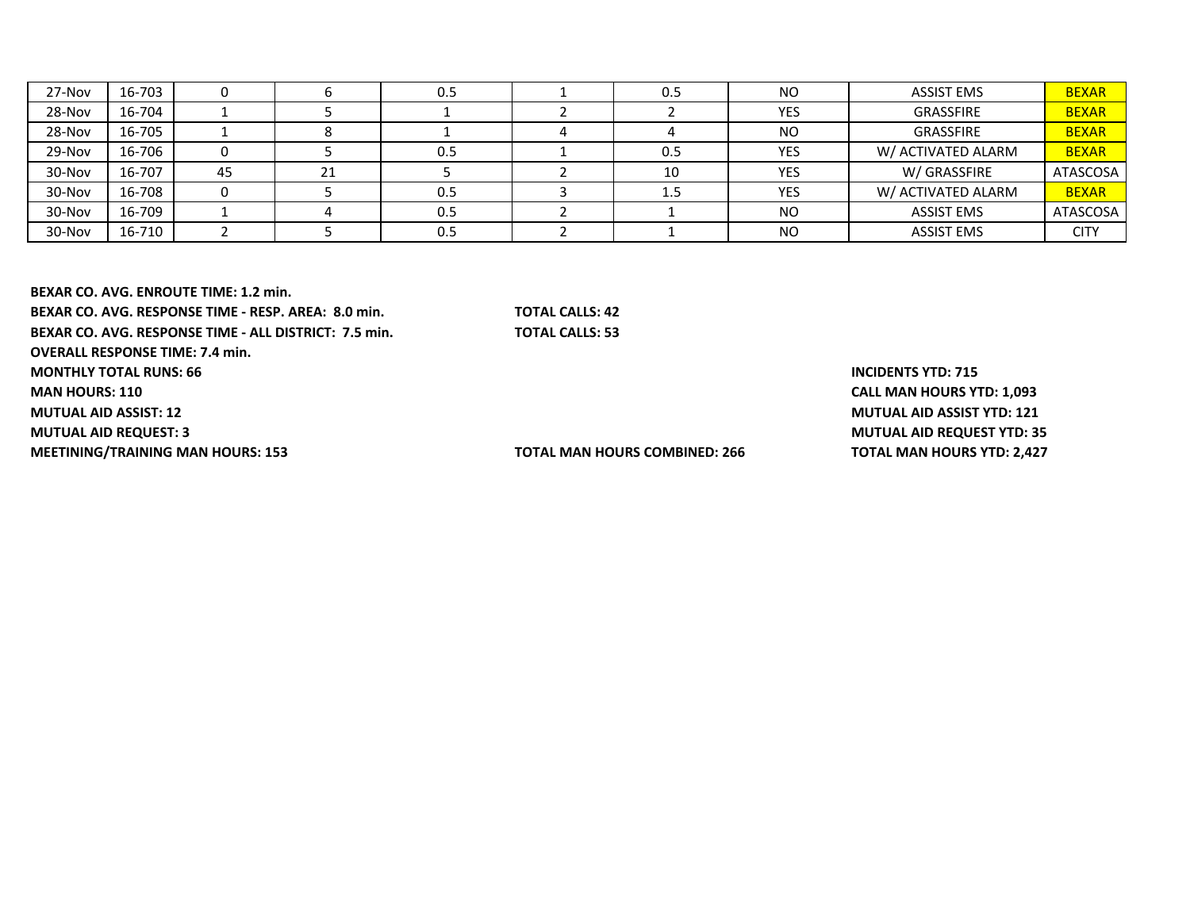| | | | | | | | | | |
|---|---|---|---|---|---|---|---|---|---|
| 27-Nov | 16-703 | 0 | 6 | 0.5 | 1 | 0.5 | NO | ASSIST EMS | BEXAR |
| 28-Nov | 16-704 | 1 | 5 | 1 | 2 | 2 | YES | GRASSFIRE | BEXAR |
| 28-Nov | 16-705 | 1 | 8 | 1 | 4 | 4 | NO | GRASSFIRE | BEXAR |
| 29-Nov | 16-706 | 0 | 5 | 0.5 | 1 | 0.5 | YES | W/ ACTIVATED ALARM | BEXAR |
| 30-Nov | 16-707 | 45 | 21 | 5 | 2 | 10 | YES | W/ GRASSFIRE | ATASCOSA |
| 30-Nov | 16-708 | 0 | 5 | 0.5 | 3 | 1.5 | YES | W/ ACTIVATED ALARM | BEXAR |
| 30-Nov | 16-709 | 1 | 4 | 0.5 | 2 | 1 | NO | ASSIST EMS | ATASCOSA |
| 30-Nov | 16-710 | 2 | 5 | 0.5 | 2 | 1 | NO | ASSIST EMS | CITY |

**BEXAR CO. AVG. ENROUTE TIME: 1.2 min.**

**BEXAR CO. AVG. RESPONSE TIME - RESP. AREA: 8.0 min.** **TOTAL CALLS: 42**

**BEXAR CO. AVG. RESPONSE TIME - ALL DISTRICT: 7.5 min.** **TOTAL CALLS: 53**

**OVERALL RESPONSE TIME: 7.4 min.**

**MONTHLY TOTAL RUNS: 66**

**MAN HOURS: 110**

**MUTUAL AID ASSIST: 12**

**MUTUAL AID REQUEST: 3**

**MEETINING/TRAINING MAN HOURS: 153**

**TOTAL MAN HOURS COMBINED: 266**

**INCIDENTS YTD: 715**

**CALL MAN HOURS YTD: 1,093**

**MUTUAL AID ASSIST YTD: 121**

**MUTUAL AID REQUEST YTD: 35**

**TOTAL MAN HOURS YTD: 2,427**